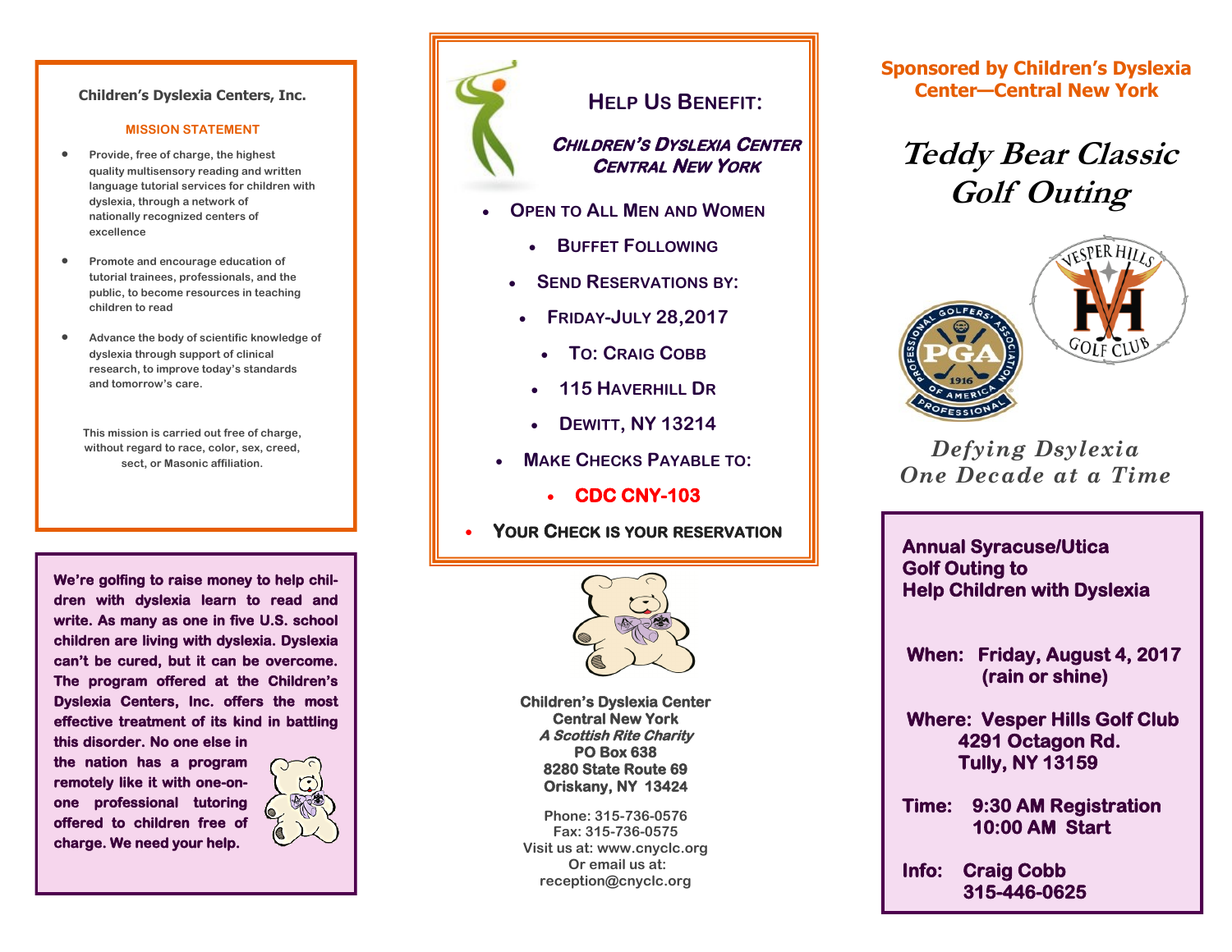## Children's Dyslexia Centers, Inc.

**MISSION STATEMENT**

- Provide, free of charge, the highest quality multisensory reading and written language tutorial services for children with dyslexia, through a network of nationally recognized centers of excellence
- Promote and encourage education of tutorial trainees, professionals, and the public, to become resources in teaching children to read
- Advance the body of scientific knowledge of dyslexia through support of clinical research, to improve today's standards and tomorrow's care.

This mission is carried out free of charge, without regard to race, color, sex, creed, sect, or Masonic affiliation.

**We're golfing to raise money to help children with dyslexia learn to read and write. As many as one in five U.S. school children are living with dyslexia. Dyslexia can't be cured, but it can be overcome. The program offered at the Children's Dyslexia Centers, Inc. offers the most effective treatment of its kind in battling this disorder. No one else in the nation has a program remotely like it with one-on-one professional tutoring offered to children free of charge. We need your help.**

## HELP US BENEFIT:

***CHILDREN'S DYSLEXIA CENTER CENTRAL NEW YORK***

- OPEN TO ALL MEN AND WOMEN
- BUFFET FOLLOWING
- SEND RESERVATIONS BY:
- FRIDAY-JULY 28,2017
- TO: CRAIG COBB
- 115 HAVERHILL DR
- DEWITT, NY 13214
- MAKE CHECKS PAYABLE TO:
- **CDC CNY-103**
- **YOUR CHECK IS YOUR RESERVATION**

**Children's Dyslexia Center**
**Central New York**
***A Scottish Rite Charity***
**PO Box 638**
**8280 State Route 69**
**Oriskany, NY 13424**

Phone: 315-736-0576
Fax: 315-736-0575
Visit us at: www.cnyclc.org
Or email us at:
reception@cnyclc.org

**Sponsored by Children's Dyslexia Center—Central New York**

# *Teddy Bear Classic Golf Outing*

*Defying Dsylexia*
*One Decade at a Time*

**Annual Syracuse/Utica Golf Outing to Help Children with Dyslexia**

**When:** Friday, August 4, 2017 (rain or shine)

**Where:** Vesper Hills Golf Club
4291 Octagon Rd.
Tully, NY 13159

**Time:** 9:30 AM Registration
10:00 AM Start

**Info:** Craig Cobb
315-446-0625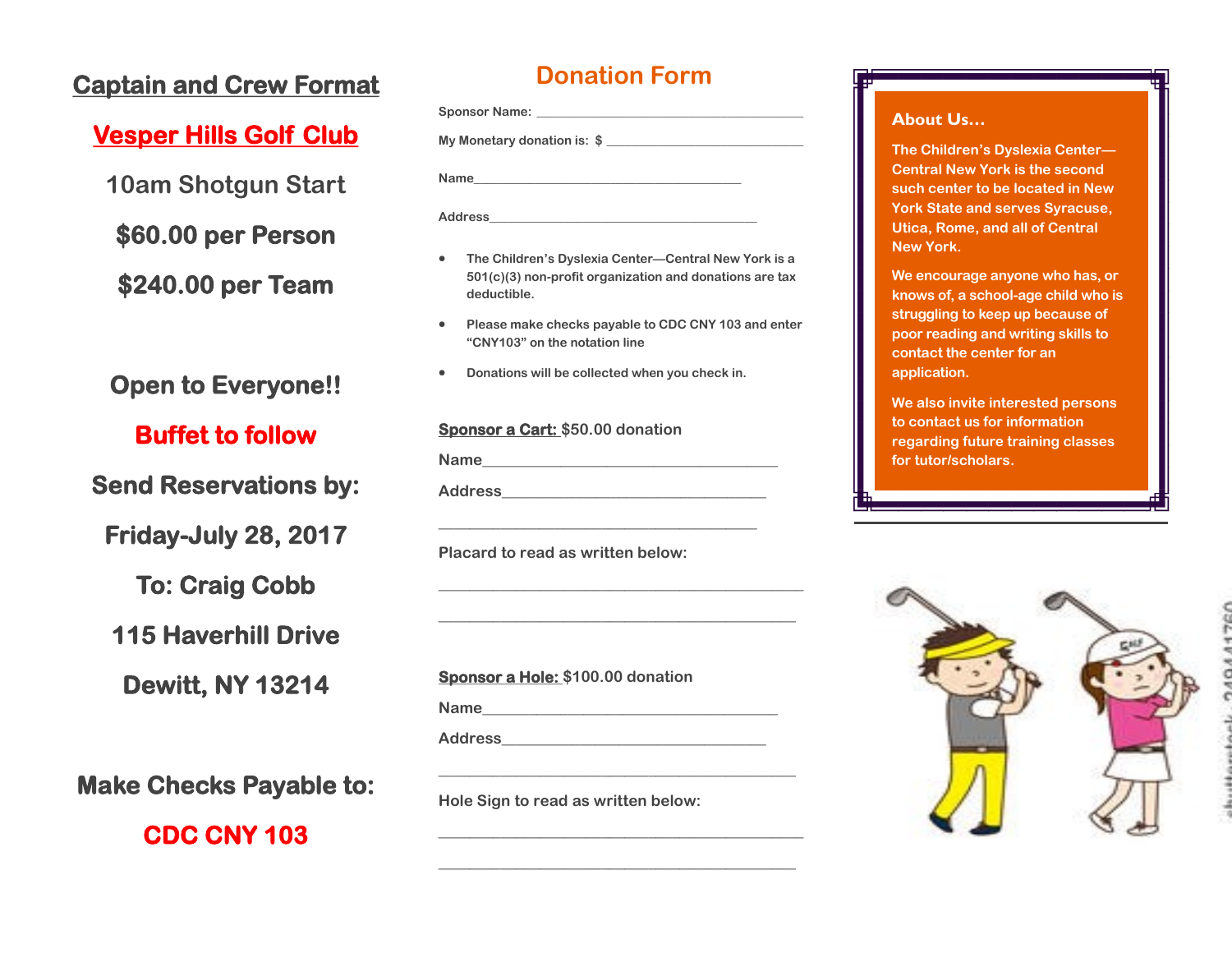## Captain and Crew Format

**Vesper Hills Golf Club**

10am Shotgun Start

**$60.00 per Person**

**$240.00 per Team**

**Open to Everyone!!**

**Buffet to follow**

**Send Reservations by:**

**Friday-July 28, 2017**

**To: Craig Cobb**

**115 Haverhill Drive**

**Dewitt, NY 13214**

**Make Checks Payable to:**

**CDC CNY 103**

## Donation Form

Sponsor Name: ______________________________________

My Monetary donation is: $ ____________________________

Name______________________________________

Address_____________________________________

- The Children's Dyslexia Center—Central New York is a 501(c)(3) non-profit organization and donations are tax deductible.
- Please make checks payable to CDC CNY 103 and enter "CNY103" on the notation line
- Donations will be collected when you check in.

**Sponsor a Cart:** $50.00 donation

Name____________________________________

Address_________________________________

________________________________________

Placard to read as written below:

___________________________________________

___________________________________________

**Sponsor a Hole:** $100.00 donation

Name____________________________________

Address_________________________________

___________________________________________

Hole Sign to read as written below:

___________________________________________

___________________________________________

### About Us...

The Children's Dyslexia Center—Central New York is the second such center to be located in New York State and serves Syracuse, Utica, Rome, and all of Central New York.

We encourage anyone who has, or knows of, a school-age child who is struggling to keep up because of poor reading and writing skills to contact the center for an application.

We also invite interested persons to contact us for information regarding future training classes for tutor/scholars.